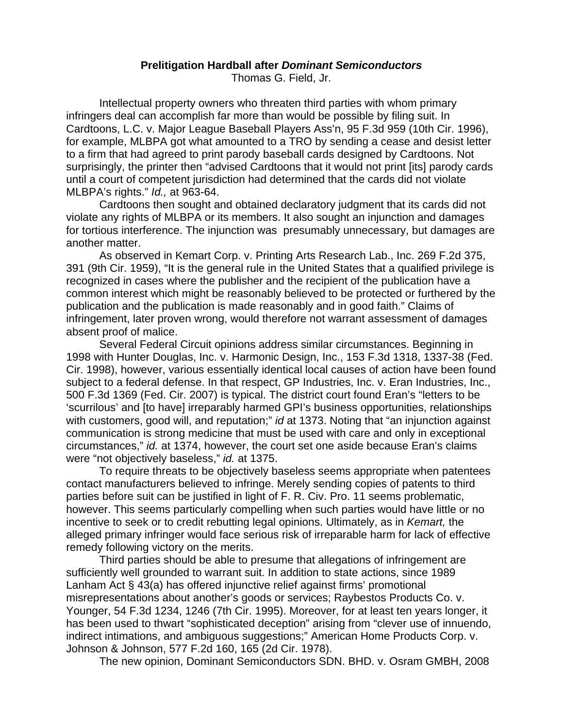**Prelitigation Hardball after *Dominant Semiconductors***

Thomas G. Field, Jr.

Intellectual property owners who threaten third parties with whom primary infringers deal can accomplish far more than would be possible by filing suit. In Cardtoons, L.C. v. Major League Baseball Players Ass'n, 95 F.3d 959 (10th Cir. 1996), for example, MLBPA got what amounted to a TRO by sending a cease and desist letter to a firm that had agreed to print parody baseball cards designed by Cardtoons. Not surprisingly, the printer then "advised Cardtoons that it would not print [its] parody cards until a court of competent jurisdiction had determined that the cards did not violate MLBPA's rights." *Id.,* at 963-64.

Cardtoons then sought and obtained declaratory judgment that its cards did not violate any rights of MLBPA or its members. It also sought an injunction and damages for tortious interference. The injunction was presumably unnecessary, but damages are another matter.

As observed in Kemart Corp. v. Printing Arts Research Lab., Inc. 269 F.2d 375, 391 (9th Cir. 1959), "It is the general rule in the United States that a qualified privilege is recognized in cases where the publisher and the recipient of the publication have a common interest which might be reasonably believed to be protected or furthered by the publication and the publication is made reasonably and in good faith." Claims of infringement, later proven wrong, would therefore not warrant assessment of damages absent proof of malice.

Several Federal Circuit opinions address similar circumstances. Beginning in 1998 with Hunter Douglas, Inc. v. Harmonic Design, Inc., 153 F.3d 1318, 1337-38 (Fed. Cir. 1998), however, various essentially identical local causes of action have been found subject to a federal defense. In that respect, GP Industries, Inc. v. Eran Industries, Inc., 500 F.3d 1369 (Fed. Cir. 2007) is typical. The district court found Eran's "letters to be 'scurrilous' and [to have] irreparably harmed GPI's business opportunities, relationships with customers, good will, and reputation;" *id* at 1373. Noting that "an injunction against communication is strong medicine that must be used with care and only in exceptional circumstances," *id.* at 1374, however, the court set one aside because Eran's claims were "not objectively baseless," *id.* at 1375.

To require threats to be objectively baseless seems appropriate when patentees contact manufacturers believed to infringe. Merely sending copies of patents to third parties before suit can be justified in light of F. R. Civ. Pro. 11 seems problematic, however. This seems particularly compelling when such parties would have little or no incentive to seek or to credit rebutting legal opinions. Ultimately, as in *Kemart,* the alleged primary infringer would face serious risk of irreparable harm for lack of effective remedy following victory on the merits.

Third parties should be able to presume that allegations of infringement are sufficiently well grounded to warrant suit. In addition to state actions, since 1989 Lanham Act § 43(a) has offered injunctive relief against firms' promotional misrepresentations about another's goods or services; Raybestos Products Co. v. Younger, 54 F.3d 1234, 1246 (7th Cir. 1995). Moreover, for at least ten years longer, it has been used to thwart "sophisticated deception" arising from "clever use of innuendo, indirect intimations, and ambiguous suggestions;" American Home Products Corp. v. Johnson & Johnson, 577 F.2d 160, 165 (2d Cir. 1978).

The new opinion, Dominant Semiconductors SDN. BHD. v. Osram GMBH, 2008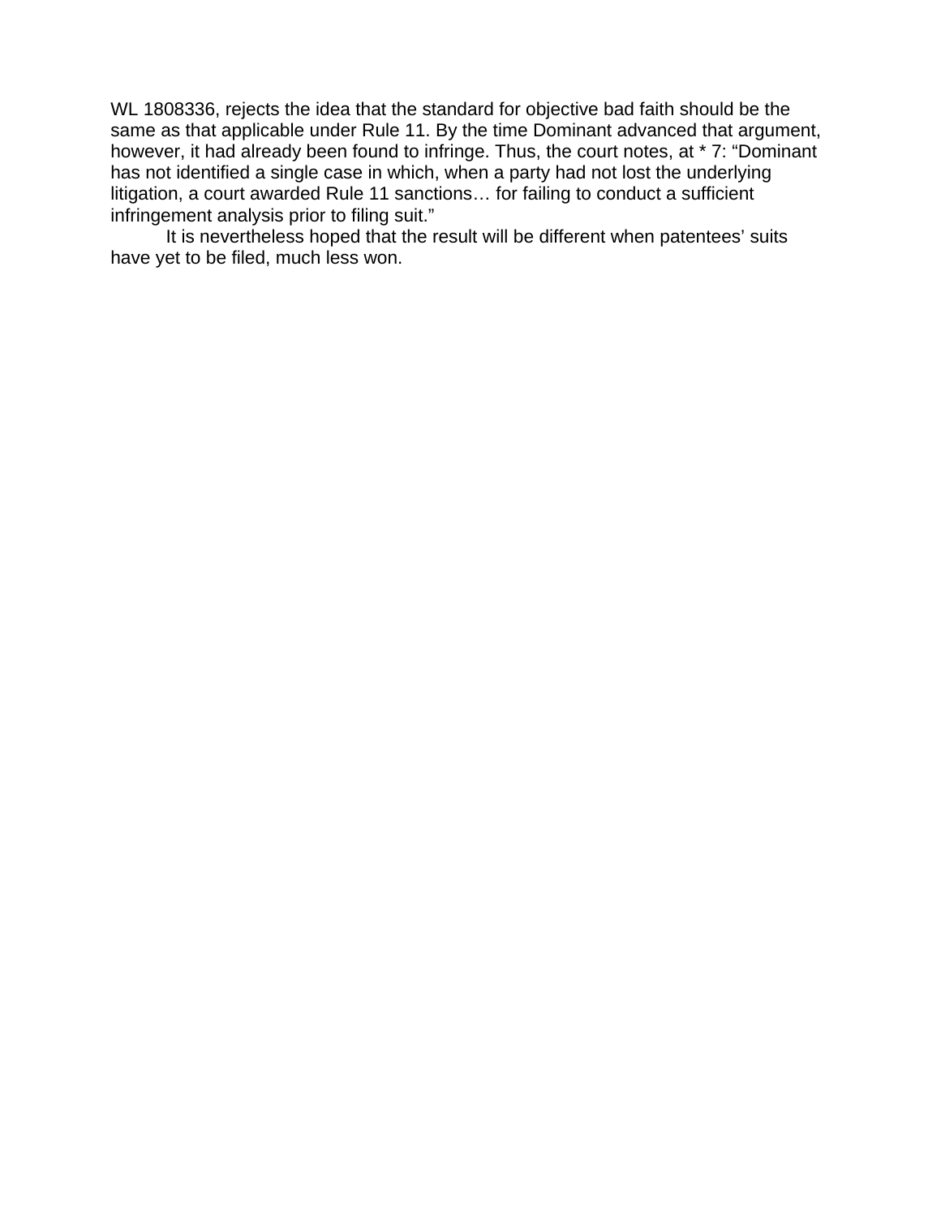WL 1808336, rejects the idea that the standard for objective bad faith should be the same as that applicable under Rule 11. By the time Dominant advanced that argument, however, it had already been found to infringe. Thus, the court notes, at * 7: "Dominant has not identified a single case in which, when a party had not lost the underlying litigation, a court awarded Rule 11 sanctions… for failing to conduct a sufficient infringement analysis prior to filing suit."

It is nevertheless hoped that the result will be different when patentees' suits have yet to be filed, much less won.